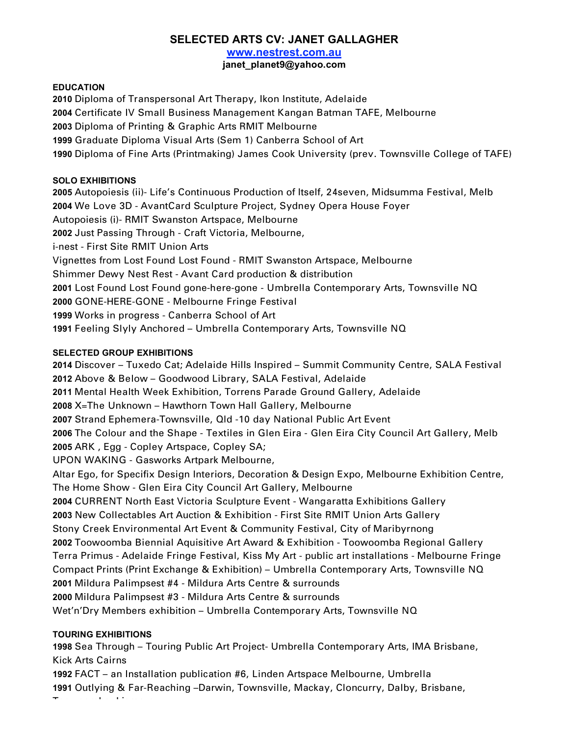# SELECTED ARTS CV: JANET GALLAGHER

**[www.nestrest.com.au](http://www.nestrest.com.au)**

**janet_planet9@yahoo.com**

### EDUCATION

**2010** Diploma of Transpersonal Art Therapy, Ikon Institute, Adelaide
**2004** Certificate IV Small Business Management Kangan Batman TAFE, Melbourne
**2003** Diploma of Printing & Graphic Arts RMIT Melbourne
**1999** Graduate Diploma Visual Arts (Sem 1) Canberra School of Art
**1990** Diploma of Fine Arts (Printmaking) James Cook University (prev. Townsville College of TAFE)

### SOLO EXHIBITIONS

**2005** Autopoiesis (ii)- Life's Continuous Production of Itself, 24seven, Midsumma Festival, Melb
**2004** We Love 3D - AvantCard Sculpture Project, Sydney Opera House Foyer
Autopoiesis (i)- RMIT Swanston Artspace, Melbourne
**2002** Just Passing Through - Craft Victoria, Melbourne,
i-nest - First Site RMIT Union Arts
Vignettes from Lost Found Lost Found - RMIT Swanston Artspace, Melbourne
Shimmer Dewy Nest Rest - Avant Card production & distribution
**2001** Lost Found Lost Found gone-here-gone - Umbrella Contemporary Arts, Townsville NQ
**2000** GONE-HERE-GONE - Melbourne Fringe Festival
**1999** Works in progress - Canberra School of Art
**1991** Feeling Slyly Anchored – Umbrella Contemporary Arts, Townsville NQ

### SELECTED GROUP EXHIBITIONS

**2014** Discover – Tuxedo Cat; Adelaide Hills Inspired – Summit Community Centre, SALA Festival
**2012** Above & Below – Goodwood Library, SALA Festival, Adelaide
**2011** Mental Health Week Exhibition, Torrens Parade Ground Gallery, Adelaide
**2008** X=The Unknown – Hawthorn Town Hall Gallery, Melbourne
**2007** Strand Ephemera-Townsville, Qld -10 day National Public Art Event
**2006** The Colour and the Shape - Textiles in Glen Eira - Glen Eira City Council Art Gallery, Melb
**2005** ARK , Egg - Copley Artspace, Copley SA;
UPON WAKING - Gasworks Artpark Melbourne,
Altar Ego, for Specifix Design Interiors, Decoration & Design Expo, Melbourne Exhibition Centre,
The Home Show - Glen Eira City Council Art Gallery, Melbourne
**2004** CURRENT North East Victoria Sculpture Event - Wangaratta Exhibitions Gallery
**2003** New Collectables Art Auction & Exhibition - First Site RMIT Union Arts Gallery
Stony Creek Environmental Art Event & Community Festival, City of Maribyrnong
**2002** Toowoomba Biennial Aquisitive Art Award & Exhibition - Toowoomba Regional Gallery
Terra Primus - Adelaide Fringe Festival, Kiss My Art - public art installations - Melbourne Fringe
Compact Prints (Print Exchange & Exhibition) – Umbrella Contemporary Arts, Townsville NQ
**2001** Mildura Palimpsest #4 - Mildura Arts Centre & surrounds
**2000** Mildura Palimpsest #3 - Mildura Arts Centre & surrounds
Wet'n'Dry Members exhibition – Umbrella Contemporary Arts, Townsville NQ

### TOURING EXHIBITIONS

**1998** Sea Through – Touring Public Art Project- Umbrella Contemporary Arts, IMA Brisbane, Kick Arts Cairns
**1992** FACT – an Installation publication #6, Linden Artspace Melbourne, Umbrella
**1991** Outlying & Far-Reaching –Darwin, Townsville, Mackay, Cloncurry, Dalby, Brisbane,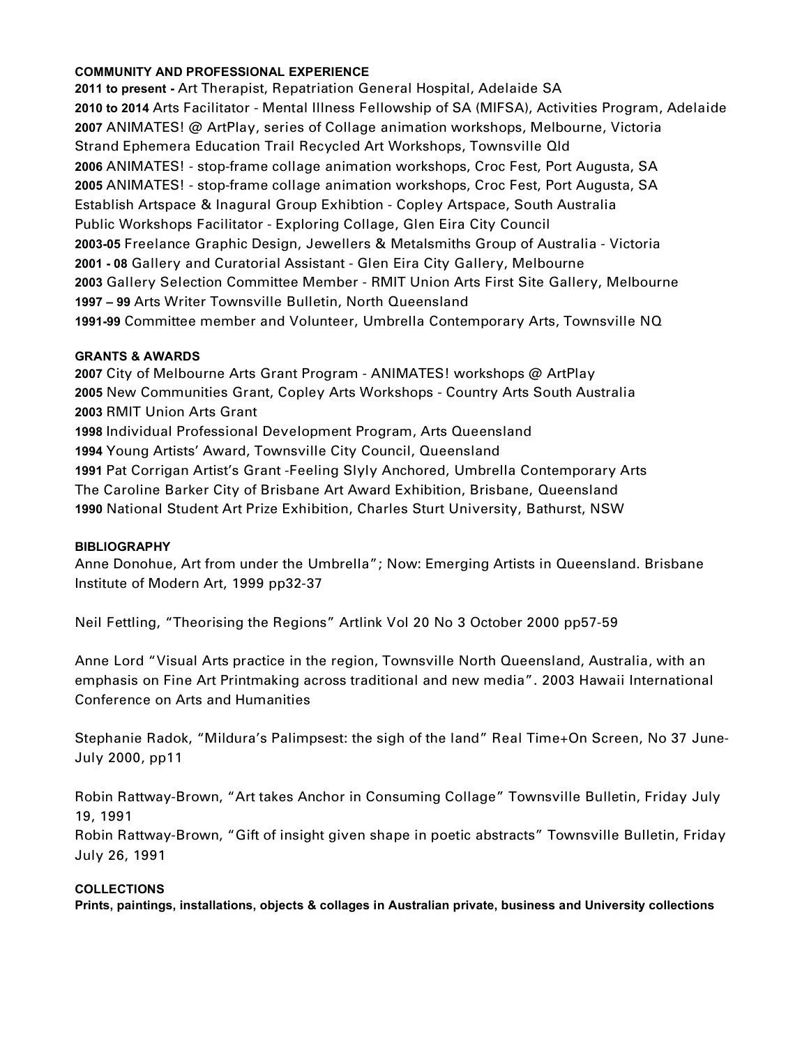## COMMUNITY AND PROFESSIONAL EXPERIENCE

**2011 to present -** Art Therapist, Repatriation General Hospital, Adelaide SA
**2010 to 2014** Arts Facilitator - Mental Illness Fellowship of SA (MIFSA), Activities Program, Adelaide
**2007** ANIMATES! @ ArtPlay, series of Collage animation workshops, Melbourne, Victoria
Strand Ephemera Education Trail Recycled Art Workshops, Townsville Qld
**2006** ANIMATES! - stop-frame collage animation workshops, Croc Fest, Port Augusta, SA
**2005** ANIMATES! - stop-frame collage animation workshops, Croc Fest, Port Augusta, SA
Establish Artspace & Inagural Group Exhibtion - Copley Artspace, South Australia
Public Workshops Facilitator - Exploring Collage, Glen Eira City Council
**2003-05** Freelance Graphic Design, Jewellers & Metalsmiths Group of Australia - Victoria
**2001 - 08** Gallery and Curatorial Assistant - Glen Eira City Gallery, Melbourne
**2003** Gallery Selection Committee Member - RMIT Union Arts First Site Gallery, Melbourne
**1997 – 99** Arts Writer Townsville Bulletin, North Queensland
**1991-99** Committee member and Volunteer, Umbrella Contemporary Arts, Townsville NQ

## GRANTS & AWARDS

**2007** City of Melbourne Arts Grant Program - ANIMATES! workshops @ ArtPlay
**2005** New Communities Grant, Copley Arts Workshops - Country Arts South Australia
**2003** RMIT Union Arts Grant
**1998** Individual Professional Development Program, Arts Queensland
**1994** Young Artists' Award, Townsville City Council, Queensland
**1991** Pat Corrigan Artist's Grant -Feeling Slyly Anchored, Umbrella Contemporary Arts
The Caroline Barker City of Brisbane Art Award Exhibition, Brisbane, Queensland
**1990** National Student Art Prize Exhibition, Charles Sturt University, Bathurst, NSW

## BIBLIOGRAPHY

Anne Donohue, Art from under the Umbrella"; Now: Emerging Artists in Queensland. Brisbane Institute of Modern Art, 1999 pp32-37

Neil Fettling, "Theorising the Regions" Artlink Vol 20 No 3 October 2000 pp57-59

Anne Lord "Visual Arts practice in the region, Townsville North Queensland, Australia, with an emphasis on Fine Art Printmaking across traditional and new media". 2003 Hawaii International Conference on Arts and Humanities

Stephanie Radok, "Mildura's Palimpsest: the sigh of the land" Real Time+On Screen, No 37 June-July 2000, pp11

Robin Rattway-Brown, "Art takes Anchor in Consuming Collage" Townsville Bulletin, Friday July 19, 1991
Robin Rattway-Brown, "Gift of insight given shape in poetic abstracts" Townsville Bulletin, Friday July 26, 1991

## COLLECTIONS

**Prints, paintings, installations, objects & collages in Australian private, business and University collections**